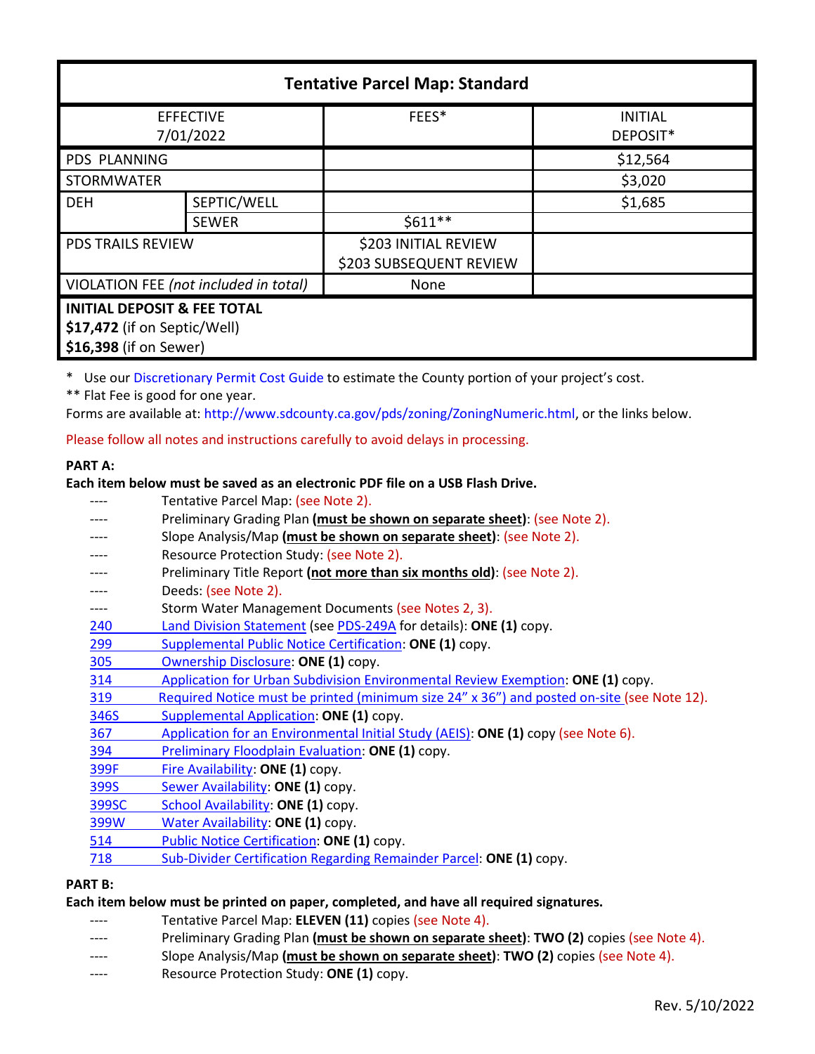| Tentative Parcel Map: Standard | | | |
|---|---|---|---|
| EFFECTIVE 7/01/2022 | | FEES* | INITIAL DEPOSIT* |
| PDS PLANNING | | | $12,564 |
| STORMWATER | | | $3,020 |
| DEH | SEPTIC/WELL | | $1,685 |
| | SEWER | $611** | |
| PDS TRAILS REVIEW | | $203 INITIAL REVIEW<br>$203 SUBSEQUENT REVIEW | |
| VIOLATION FEE *(not included in total)* | | None | |
| **INITIAL DEPOSIT & FEE TOTAL**<br>**$17,472** (if on Septic/Well)<br>**$16,398** (if on Sewer) | | | |

\* Use our Discretionary Permit Cost Guide to estimate the County portion of your project's cost.
** Flat Fee is good for one year.
Forms are available at: http://www.sdcounty.ca.gov/pds/zoning/ZoningNumeric.html, or the links below.

Please follow all notes and instructions carefully to avoid delays in processing.

**PART A:**
**Each item below must be saved as an electronic PDF file on a USB Flash Drive.**

- ---- Tentative Parcel Map: (see Note 2).
- ---- Preliminary Grading Plan **(must be shown on separate sheet)**: (see Note 2).
- ---- Slope Analysis/Map **(must be shown on separate sheet)**: (see Note 2).
- ---- Resource Protection Study: (see Note 2).
- ---- Preliminary Title Report **(not more than six months old)**: (see Note 2).
- ---- Deeds: (see Note 2).
- ---- Storm Water Management Documents (see Notes 2, 3).
- 240 Land Division Statement (see PDS-249A for details): **ONE (1)** copy.
- 299 Supplemental Public Notice Certification: **ONE (1)** copy.
- 305 Ownership Disclosure: **ONE (1)** copy.
- 314 Application for Urban Subdivision Environmental Review Exemption: **ONE (1)** copy.
- 319 Required Notice must be printed (minimum size 24" x 36") and posted on-site (see Note 12).
- 346S Supplemental Application: **ONE (1)** copy.
- 367 Application for an Environmental Initial Study (AEIS): **ONE (1)** copy (see Note 6).
- 394 Preliminary Floodplain Evaluation: **ONE (1)** copy.
- 399F Fire Availability: **ONE (1)** copy.
- 399S Sewer Availability: **ONE (1)** copy.
- 399SC School Availability: **ONE (1)** copy.
- 399W Water Availability: **ONE (1)** copy.
- 514 Public Notice Certification: **ONE (1)** copy.
- 718 Sub-Divider Certification Regarding Remainder Parcel: **ONE (1)** copy.

**PART B:**
**Each item below must be printed on paper, completed, and have all required signatures.**

- ---- Tentative Parcel Map: **ELEVEN (11)** copies (see Note 4).
- ---- Preliminary Grading Plan **(must be shown on separate sheet)**: **TWO (2)** copies (see Note 4).
- ---- Slope Analysis/Map **(must be shown on separate sheet)**: **TWO (2)** copies (see Note 4).
- ---- Resource Protection Study: **ONE (1)** copy.

Rev. 5/10/2022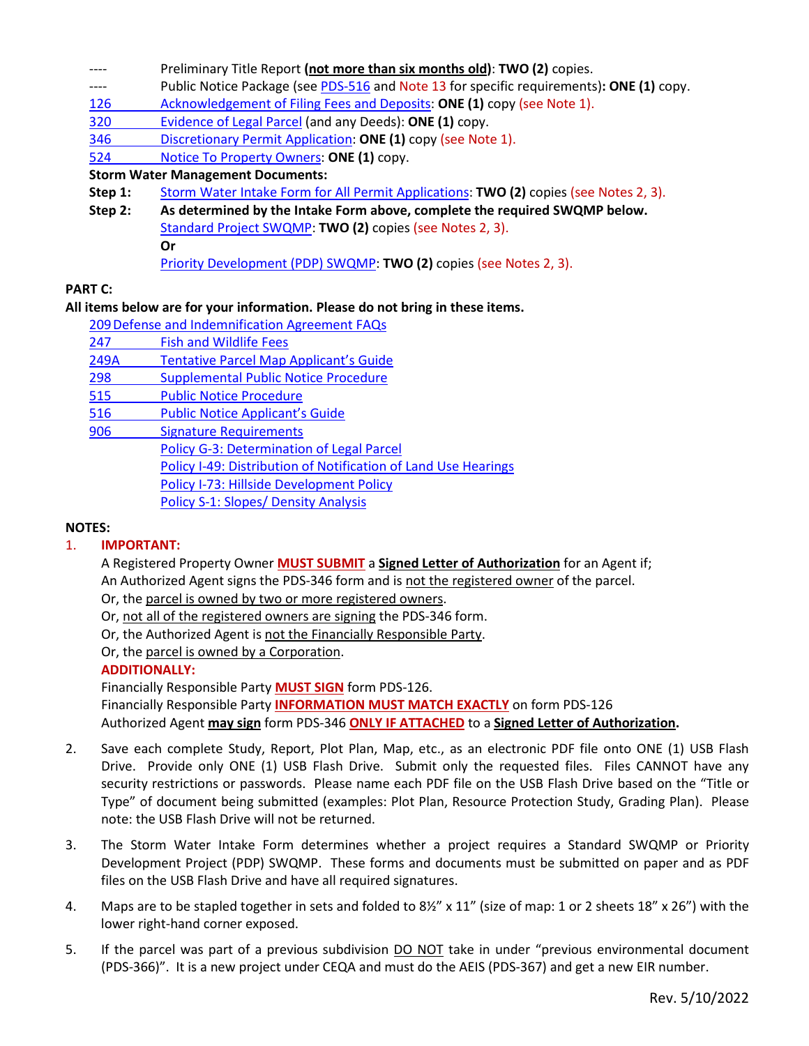- ---- Preliminary Title Report **(not more than six months old)**: **TWO (2)** copies.
- ---- Public Notice Package (see PDS-516 and Note 13 for specific requirements)**: ONE (1)** copy.
- 126 Acknowledgement of Filing Fees and Deposits: **ONE (1)** copy (see Note 1).
- 320 Evidence of Legal Parcel (and any Deeds): **ONE (1)** copy.
- 346 Discretionary Permit Application: **ONE (1)** copy (see Note 1).
- 524 Notice To Property Owners: **ONE (1)** copy.

**Storm Water Management Documents:**

**Step 1:** Storm Water Intake Form for All Permit Applications: **TWO (2)** copies (see Notes 2, 3).

**Step 2:** **As determined by the Intake Form above, complete the required SWQMP below.**
Standard Project SWQMP: **TWO (2)** copies (see Notes 2, 3).
**Or**
Priority Development (PDP) SWQMP: **TWO (2)** copies (see Notes 2, 3).

## PART C:

**All items below are for your information. Please do not bring in these items.**

- 209 Defense and Indemnification Agreement FAQs
- 247 Fish and Wildlife Fees
- 249A Tentative Parcel Map Applicant's Guide
- 298 Supplemental Public Notice Procedure
- 515 Public Notice Procedure
- 516 Public Notice Applicant's Guide
- 906 Signature Requirements
- Policy G-3: Determination of Legal Parcel
- Policy I-49: Distribution of Notification of Land Use Hearings
- Policy I-73: Hillside Development Policy
- Policy S-1: Slopes/ Density Analysis

## NOTES:

1. **IMPORTANT:**
   A Registered Property Owner **MUST SUBMIT** a **Signed Letter of Authorization** for an Agent if;
   An Authorized Agent signs the PDS-346 form and is not the registered owner of the parcel.
   Or, the parcel is owned by two or more registered owners.
   Or, not all of the registered owners are signing the PDS-346 form.
   Or, the Authorized Agent is not the Financially Responsible Party.
   Or, the parcel is owned by a Corporation.
   **ADDITIONALLY:**
   Financially Responsible Party **MUST SIGN** form PDS-126.
   Financially Responsible Party **INFORMATION MUST MATCH EXACTLY** on form PDS-126
   Authorized Agent **may sign** form PDS-346 **ONLY IF ATTACHED** to a **Signed Letter of Authorization.**

2. Save each complete Study, Report, Plot Plan, Map, etc., as an electronic PDF file onto ONE (1) USB Flash Drive. Provide only ONE (1) USB Flash Drive. Submit only the requested files. Files CANNOT have any security restrictions or passwords. Please name each PDF file on the USB Flash Drive based on the "Title or Type" of document being submitted (examples: Plot Plan, Resource Protection Study, Grading Plan). Please note: the USB Flash Drive will not be returned.

3. The Storm Water Intake Form determines whether a project requires a Standard SWQMP or Priority Development Project (PDP) SWQMP. These forms and documents must be submitted on paper and as PDF files on the USB Flash Drive and have all required signatures.

4. Maps are to be stapled together in sets and folded to 8½" x 11" (size of map: 1 or 2 sheets 18" x 26") with the lower right-hand corner exposed.

5. If the parcel was part of a previous subdivision DO NOT take in under "previous environmental document (PDS-366)". It is a new project under CEQA and must do the AEIS (PDS-367) and get a new EIR number.

Rev. 5/10/2022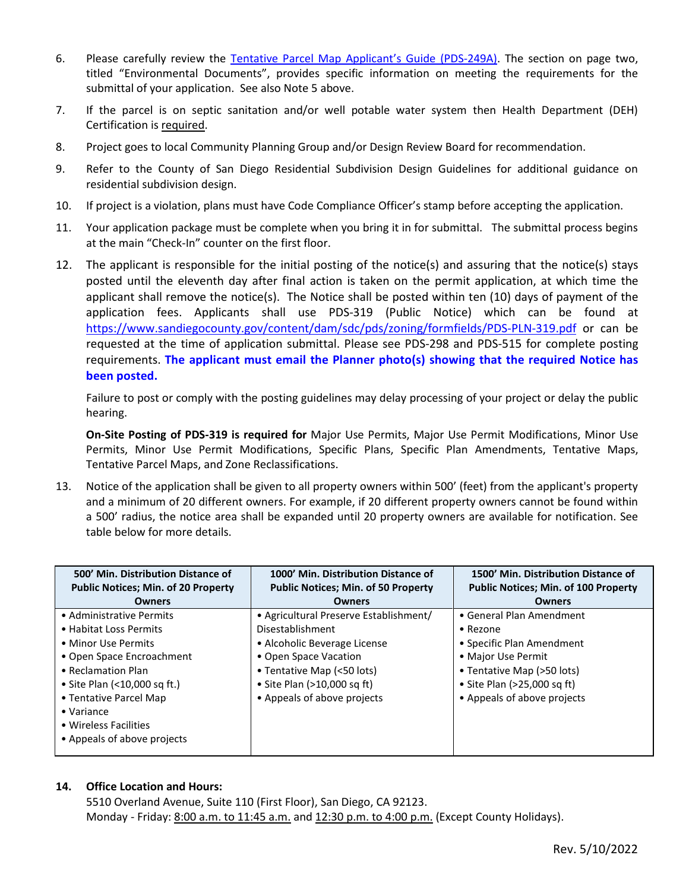6. Please carefully review the [Tentative Parcel Map Applicant's Guide (PDS-249A)](). The section on page two, titled "Environmental Documents", provides specific information on meeting the requirements for the submittal of your application. See also Note 5 above.

7. If the parcel is on septic sanitation and/or well potable water system then Health Department (DEH) Certification is <u>required</u>.

8. Project goes to local Community Planning Group and/or Design Review Board for recommendation.

9. Refer to the County of San Diego Residential Subdivision Design Guidelines for additional guidance on residential subdivision design.

10. If project is a violation, plans must have Code Compliance Officer's stamp before accepting the application.

11. Your application package must be complete when you bring it in for submittal. The submittal process begins at the main "Check-In" counter on the first floor.

12. The applicant is responsible for the initial posting of the notice(s) and assuring that the notice(s) stays posted until the eleventh day after final action is taken on the permit application, at which time the applicant shall remove the notice(s). The Notice shall be posted within ten (10) days of payment of the application fees. Applicants shall use PDS-319 (Public Notice) which can be found at https://www.sandiegocounty.gov/content/dam/sdc/pds/zoning/formfields/PDS-PLN-319.pdf or can be requested at the time of application submittal. Please see PDS-298 and PDS-515 for complete posting requirements. **The applicant must email the Planner photo(s) showing that the required Notice has been posted.**

    Failure to post or comply with the posting guidelines may delay processing of your project or delay the public hearing.

    **On-Site Posting of PDS-319 is required for** Major Use Permits, Major Use Permit Modifications, Minor Use Permits, Minor Use Permit Modifications, Specific Plans, Specific Plan Amendments, Tentative Maps, Tentative Parcel Maps, and Zone Reclassifications.

13. Notice of the application shall be given to all property owners within 500' (feet) from the applicant's property and a minimum of 20 different owners. For example, if 20 different property owners cannot be found within a 500' radius, the notice area shall be expanded until 20 property owners are available for notification. See table below for more details.

| 500' Min. Distribution Distance of Public Notices; Min. of 20 Property Owners | 1000' Min. Distribution Distance of Public Notices; Min. of 50 Property Owners | 1500' Min. Distribution Distance of Public Notices; Min. of 100 Property Owners |
|---|---|---|
| • Administrative Permits<br>• Habitat Loss Permits<br>• Minor Use Permits<br>• Open Space Encroachment<br>• Reclamation Plan<br>• Site Plan (<10,000 sq ft.)<br>• Tentative Parcel Map<br>• Variance<br>• Wireless Facilities<br>• Appeals of above projects | • Agricultural Preserve Establishment/ Disestablishment<br>• Alcoholic Beverage License<br>• Open Space Vacation<br>• Tentative Map (<50 lots)<br>• Site Plan (>10,000 sq ft)<br>• Appeals of above projects | • General Plan Amendment<br>• Rezone<br>• Specific Plan Amendment<br>• Major Use Permit<br>• Tentative Map (>50 lots)<br>• Site Plan (>25,000 sq ft)<br>• Appeals of above projects |

14. **Office Location and Hours:**
    5510 Overland Avenue, Suite 110 (First Floor), San Diego, CA 92123.
    Monday - Friday: <u>8:00 a.m. to 11:45 a.m.</u> and <u>12:30 p.m. to 4:00 p.m.</u> (Except County Holidays).

Rev. 5/10/2022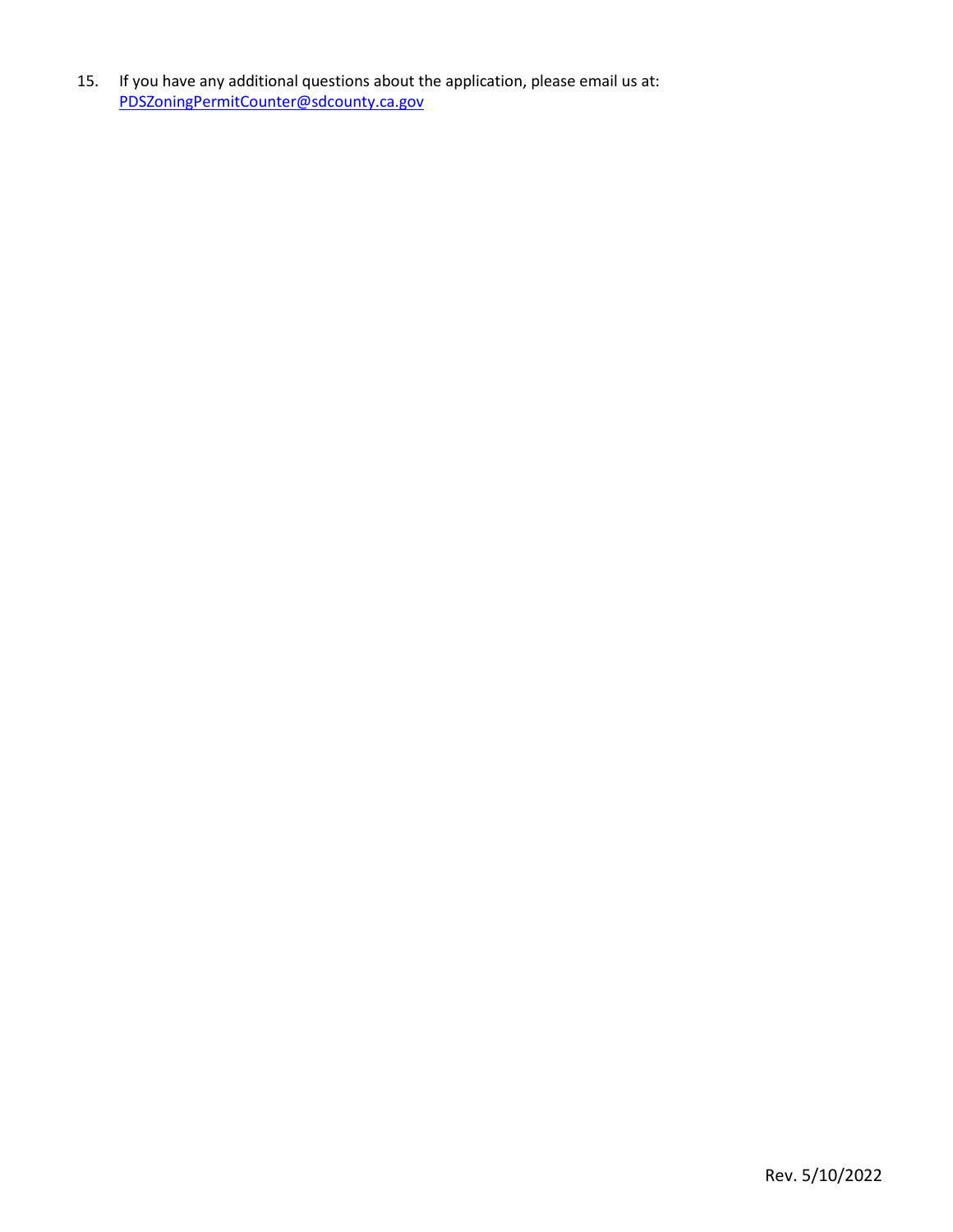15. If you have any additional questions about the application, please email us at: PDSZoningPermitCounter@sdcounty.ca.gov

Rev. 5/10/2022